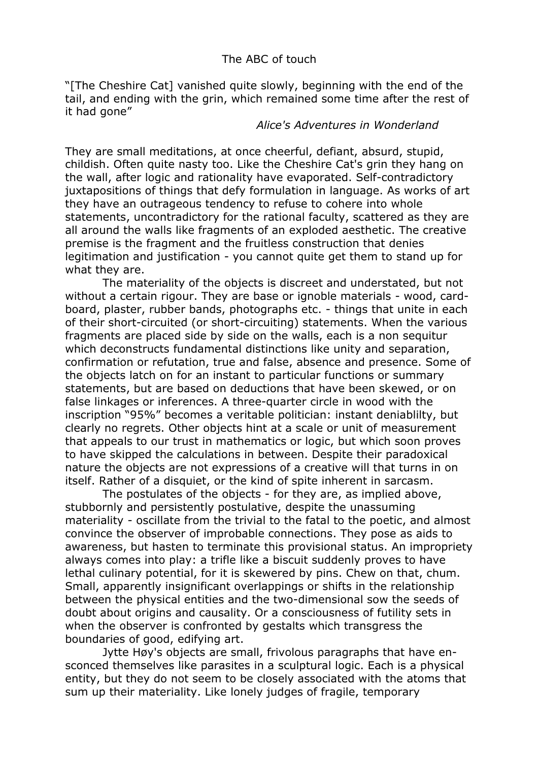# The ABC of touch

"[The Cheshire Cat] vanished quite slowly, beginning with the end of the tail, and ending with the grin, which remained some time after the rest of it had gone"

*Alice's Adventures in Wonderland*

They are small meditations, at once cheerful, defiant, absurd, stupid, childish. Often quite nasty too. Like the Cheshire Cat's grin they hang on the wall, after logic and rationality have evaporated. Self-contradictory juxtapositions of things that defy formulation in language. As works of art they have an outrageous tendency to refuse to cohere into whole statements, uncontradictory for the rational faculty, scattered as they are all around the walls like fragments of an exploded aesthetic. The creative premise is the fragment and the fruitless construction that denies legitimation and justification - you cannot quite get them to stand up for what they are.

The materiality of the objects is discreet and understated, but not without a certain rigour. They are base or ignoble materials - wood, card-board, plaster, rubber bands, photographs etc. - things that unite in each of their short-circuited (or short-circuiting) statements. When the various fragments are placed side by side on the walls, each is a non sequitur which deconstructs fundamental distinctions like unity and separation, confirmation or refutation, true and false, absence and presence. Some of the objects latch on for an instant to particular functions or summary statements, but are based on deductions that have been skewed, or on false linkages or inferences. A three-quarter circle in wood with the inscription "95%" becomes a veritable politician: instant deniablilty, but clearly no regrets. Other objects hint at a scale or unit of measurement that appeals to our trust in mathematics or logic, but which soon proves to have skipped the calculations in between. Despite their paradoxical nature the objects are not expressions of a creative will that turns in on itself. Rather of a disquiet, or the kind of spite inherent in sarcasm.

The postulates of the objects - for they are, as implied above, stubbornly and persistently postulative, despite the unassuming materiality - oscillate from the trivial to the fatal to the poetic, and almost convince the observer of improbable connections. They pose as aids to awareness, but hasten to terminate this provisional status. An impropriety always comes into play: a trifle like a biscuit suddenly proves to have lethal culinary potential, for it is skewered by pins. Chew on that, chum. Small, apparently insignificant overlappings or shifts in the relationship between the physical entities and the two-dimensional sow the seeds of doubt about origins and causality. Or a consciousness of futility sets in when the observer is confronted by gestalts which transgress the boundaries of good, edifying art.

Jytte Høy's objects are small, frivolous paragraphs that have en-sconced themselves like parasites in a sculptural logic. Each is a physical entity, but they do not seem to be closely associated with the atoms that sum up their materiality. Like lonely judges of fragile, temporary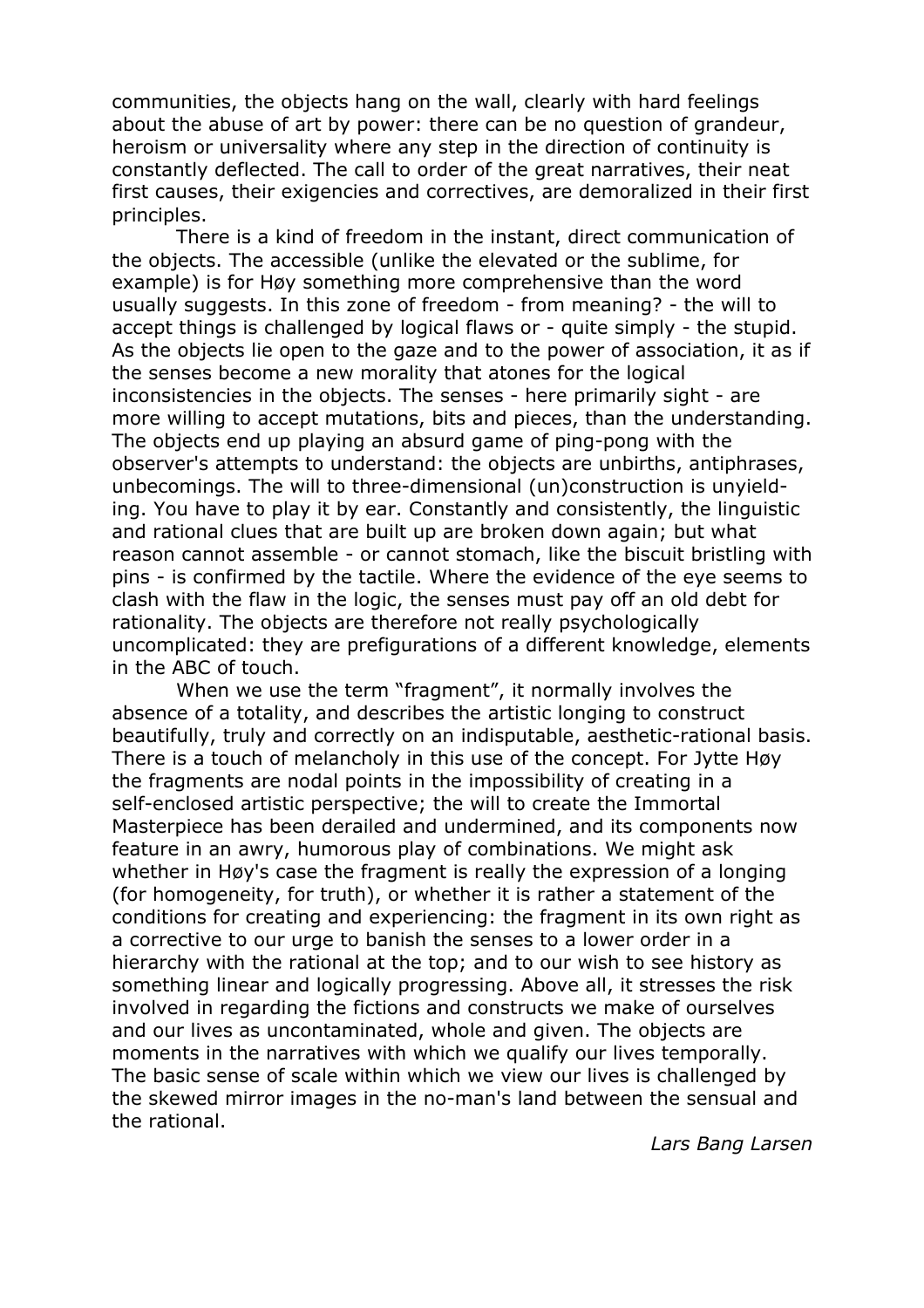communities, the objects hang on the wall, clearly with hard feelings about the abuse of art by power: there can be no question of grandeur, heroism or universality where any step in the direction of continuity is constantly deflected. The call to order of the great narratives, their neat first causes, their exigencies and correctives, are demoralized in their first principles.

There is a kind of freedom in the instant, direct communication of the objects. The accessible (unlike the elevated or the sublime, for example) is for Høy something more comprehensive than the word usually suggests. In this zone of freedom - from meaning? - the will to accept things is challenged by logical flaws or - quite simply - the stupid. As the objects lie open to the gaze and to the power of association, it as if the senses become a new morality that atones for the logical inconsistencies in the objects. The senses - here primarily sight - are more willing to accept mutations, bits and pieces, than the understanding. The objects end up playing an absurd game of ping-pong with the observer's attempts to understand: the objects are unbirths, antiphrases, unbecomings. The will to three-dimensional (un)construction is unyielding. You have to play it by ear. Constantly and consistently, the linguistic and rational clues that are built up are broken down again; but what reason cannot assemble - or cannot stomach, like the biscuit bristling with pins - is confirmed by the tactile. Where the evidence of the eye seems to clash with the flaw in the logic, the senses must pay off an old debt for rationality. The objects are therefore not really psychologically uncomplicated: they are prefigurations of a different knowledge, elements in the ABC of touch.

When we use the term "fragment", it normally involves the absence of a totality, and describes the artistic longing to construct beautifully, truly and correctly on an indisputable, aesthetic-rational basis. There is a touch of melancholy in this use of the concept. For Jytte Høy the fragments are nodal points in the impossibility of creating in a self-enclosed artistic perspective; the will to create the Immortal Masterpiece has been derailed and undermined, and its components now feature in an awry, humorous play of combinations. We might ask whether in Høy's case the fragment is really the expression of a longing (for homogeneity, for truth), or whether it is rather a statement of the conditions for creating and experiencing: the fragment in its own right as a corrective to our urge to banish the senses to a lower order in a hierarchy with the rational at the top; and to our wish to see history as something linear and logically progressing. Above all, it stresses the risk involved in regarding the fictions and constructs we make of ourselves and our lives as uncontaminated, whole and given. The objects are moments in the narratives with which we qualify our lives temporally. The basic sense of scale within which we view our lives is challenged by the skewed mirror images in the no-man's land between the sensual and the rational.

*Lars Bang Larsen*